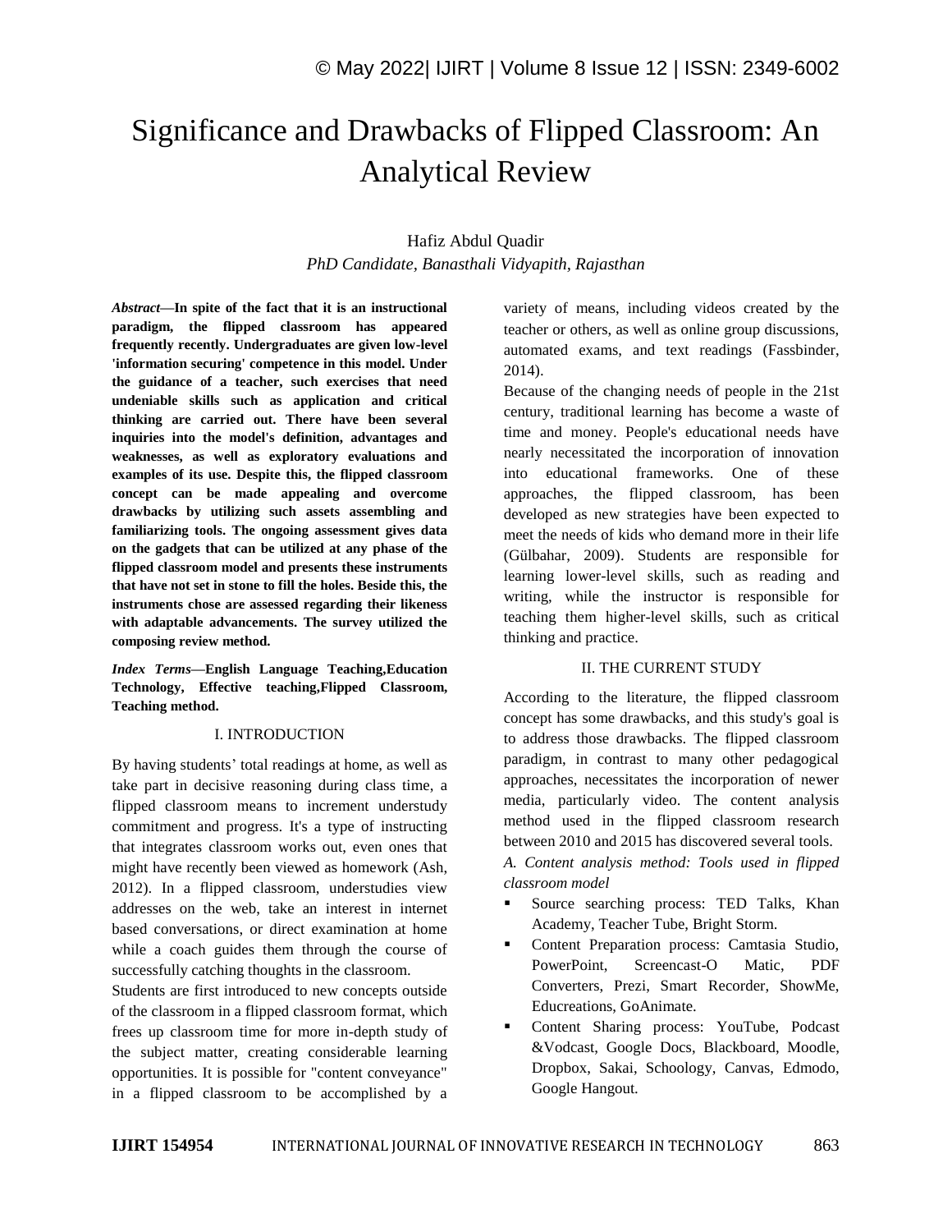# Significance and Drawbacks of Flipped Classroom: An Analytical Review

Hafiz Abdul Quadir

*PhD Candidate, Banasthali Vidyapith, Rajasthan*

***Abstract*—In spite of the fact that it is an instructional paradigm, the flipped classroom has appeared frequently recently. Undergraduates are given low-level 'information securing' competence in this model. Under the guidance of a teacher, such exercises that need undeniable skills such as application and critical thinking are carried out. There have been several inquiries into the model's definition, advantages and weaknesses, as well as exploratory evaluations and examples of its use. Despite this, the flipped classroom concept can be made appealing and overcome drawbacks by utilizing such assets assembling and familiarizing tools. The ongoing assessment gives data on the gadgets that can be utilized at any phase of the flipped classroom model and presents these instruments that have not set in stone to fill the holes. Beside this, the instruments chose are assessed regarding their likeness with adaptable advancements. The survey utilized the composing review method.**

***Index Terms*—English Language Teaching,Education Technology, Effective teaching,Flipped Classroom, Teaching method.**

## I. INTRODUCTION

By having students' total readings at home, as well as take part in decisive reasoning during class time, a flipped classroom means to increment understudy commitment and progress. It's a type of instructing that integrates classroom works out, even ones that might have recently been viewed as homework (Ash, 2012). In a flipped classroom, understudies view addresses on the web, take an interest in internet based conversations, or direct examination at home while a coach guides them through the course of successfully catching thoughts in the classroom.

Students are first introduced to new concepts outside of the classroom in a flipped classroom format, which frees up classroom time for more in-depth study of the subject matter, creating considerable learning opportunities. It is possible for "content conveyance" in a flipped classroom to be accomplished by a variety of means, including videos created by the teacher or others, as well as online group discussions, automated exams, and text readings (Fassbinder, 2014).

Because of the changing needs of people in the 21st century, traditional learning has become a waste of time and money. People's educational needs have nearly necessitated the incorporation of innovation into educational frameworks. One of these approaches, the flipped classroom, has been developed as new strategies have been expected to meet the needs of kids who demand more in their life (Gülbahar, 2009). Students are responsible for learning lower-level skills, such as reading and writing, while the instructor is responsible for teaching them higher-level skills, such as critical thinking and practice.

## II. THE CURRENT STUDY

According to the literature, the flipped classroom concept has some drawbacks, and this study's goal is to address those drawbacks. The flipped classroom paradigm, in contrast to many other pedagogical approaches, necessitates the incorporation of newer media, particularly video. The content analysis method used in the flipped classroom research between 2010 and 2015 has discovered several tools.

### *A. Content analysis method: Tools used in flipped classroom model*

- Source searching process: TED Talks, Khan Academy, Teacher Tube, Bright Storm.
- Content Preparation process: Camtasia Studio, PowerPoint, Screencast-O Matic, PDF Converters, Prezi, Smart Recorder, ShowMe, Educreations, GoAnimate.
- Content Sharing process: YouTube, Podcast &Vodcast, Google Docs, Blackboard, Moodle, Dropbox, Sakai, Schoology, Canvas, Edmodo, Google Hangout.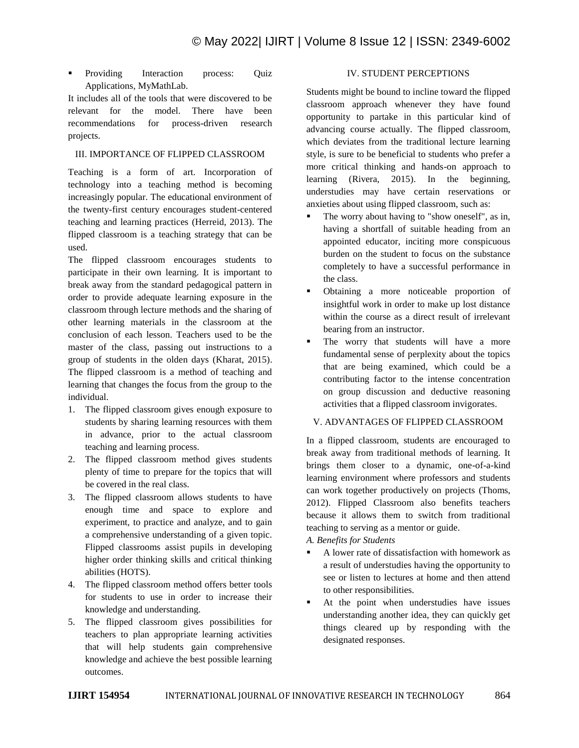- Providing Interaction process: Quiz Applications, MyMathLab.

It includes all of the tools that were discovered to be relevant for the model. There have been recommendations for process-driven research projects.

## III. IMPORTANCE OF FLIPPED CLASSROOM

Teaching is a form of art. Incorporation of technology into a teaching method is becoming increasingly popular. The educational environment of the twenty-first century encourages student-centered teaching and learning practices (Herreid, 2013). The flipped classroom is a teaching strategy that can be used.

The flipped classroom encourages students to participate in their own learning. It is important to break away from the standard pedagogical pattern in order to provide adequate learning exposure in the classroom through lecture methods and the sharing of other learning materials in the classroom at the conclusion of each lesson. Teachers used to be the master of the class, passing out instructions to a group of students in the olden days (Kharat, 2015). The flipped classroom is a method of teaching and learning that changes the focus from the group to the individual.

1. The flipped classroom gives enough exposure to students by sharing learning resources with them in advance, prior to the actual classroom teaching and learning process.
2. The flipped classroom method gives students plenty of time to prepare for the topics that will be covered in the real class.
3. The flipped classroom allows students to have enough time and space to explore and experiment, to practice and analyze, and to gain a comprehensive understanding of a given topic. Flipped classrooms assist pupils in developing higher order thinking skills and critical thinking abilities (HOTS).
4. The flipped classroom method offers better tools for students to use in order to increase their knowledge and understanding.
5. The flipped classroom gives possibilities for teachers to plan appropriate learning activities that will help students gain comprehensive knowledge and achieve the best possible learning outcomes.

## IV. STUDENT PERCEPTIONS

Students might be bound to incline toward the flipped classroom approach whenever they have found opportunity to partake in this particular kind of advancing course actually. The flipped classroom, which deviates from the traditional lecture learning style, is sure to be beneficial to students who prefer a more critical thinking and hands-on approach to learning (Rivera, 2015). In the beginning, understudies may have certain reservations or anxieties about using flipped classroom, such as:

- The worry about having to "show oneself", as in, having a shortfall of suitable heading from an appointed educator, inciting more conspicuous burden on the student to focus on the substance completely to have a successful performance in the class.
- Obtaining a more noticeable proportion of insightful work in order to make up lost distance within the course as a direct result of irrelevant bearing from an instructor.
- The worry that students will have a more fundamental sense of perplexity about the topics that are being examined, which could be a contributing factor to the intense concentration on group discussion and deductive reasoning activities that a flipped classroom invigorates.

## V. ADVANTAGES OF FLIPPED CLASSROOM

In a flipped classroom, students are encouraged to break away from traditional methods of learning. It brings them closer to a dynamic, one-of-a-kind learning environment where professors and students can work together productively on projects (Thoms, 2012). Flipped Classroom also benefits teachers because it allows them to switch from traditional teaching to serving as a mentor or guide.

### *A. Benefits for Students*

- A lower rate of dissatisfaction with homework as a result of understudies having the opportunity to see or listen to lectures at home and then attend to other responsibilities.
- At the point when understudies have issues understanding another idea, they can quickly get things cleared up by responding with the designated responses.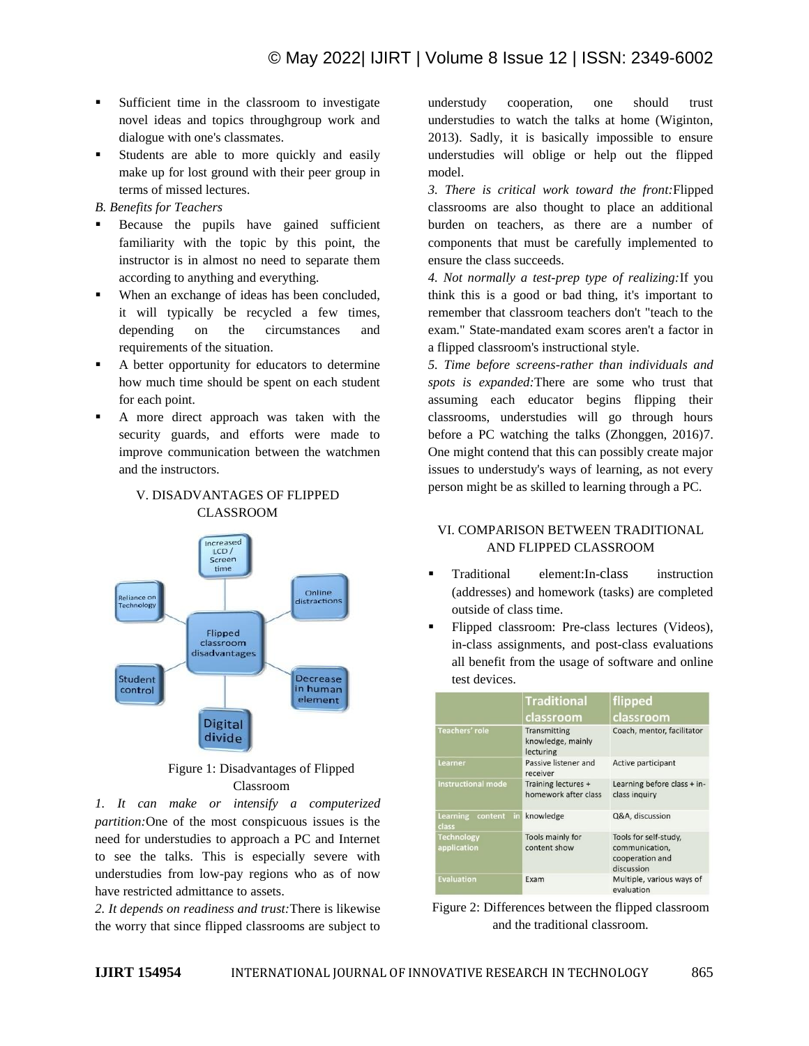- Sufficient time in the classroom to investigate novel ideas and topics throughgroup work and dialogue with one's classmates.
- Students are able to more quickly and easily make up for lost ground with their peer group in terms of missed lectures.

*B. Benefits for Teachers*

- Because the pupils have gained sufficient familiarity with the topic by this point, the instructor is in almost no need to separate them according to anything and everything.
- When an exchange of ideas has been concluded, it will typically be recycled a few times, depending on the circumstances and requirements of the situation.
- A better opportunity for educators to determine how much time should be spent on each student for each point.
- A more direct approach was taken with the security guards, and efforts were made to improve communication between the watchmen and the instructors.

## V. DISADVANTAGES OF FLIPPED CLASSROOM

Increased LCD / Screen time
Online distractions
Reliance on Technology
Flipped classroom disadvantages
Student control
Decrease in human element
Digital divide

Figure 1: Disadvantages of Flipped Classroom

*1. It can make or intensify a computerized partition:*One of the most conspicuous issues is the need for understudies to approach a PC and Internet to see the talks. This is especially severe with understudies from low-pay regions who as of now have restricted admittance to assets.

*2. It depends on readiness and trust:*There is likewise the worry that since flipped classrooms are subject to understudy cooperation, one should trust understudies to watch the talks at home (Wiginton, 2013). Sadly, it is basically impossible to ensure understudies will oblige or help out the flipped model.

*3. There is critical work toward the front:*Flipped classrooms are also thought to place an additional burden on teachers, as there are a number of components that must be carefully implemented to ensure the class succeeds.

*4. Not normally a test-prep type of realizing:*If you think this is a good or bad thing, it's important to remember that classroom teachers don't "teach to the exam." State-mandated exam scores aren't a factor in a flipped classroom's instructional style.

*5. Time before screens-rather than individuals and spots is expanded:*There are some who trust that assuming each educator begins flipping their classrooms, understudies will go through hours before a PC watching the talks (Zhonggen, 2016)7. One might contend that this can possibly create major issues to understudy's ways of learning, as not every person might be as skilled to learning through a PC.

## VI. COMPARISON BETWEEN TRADITIONAL AND FLIPPED CLASSROOM

- Traditional element:In-class instruction (addresses) and homework (tasks) are completed outside of class time.
- Flipped classroom: Pre-class lectures (Videos), in-class assignments, and post-class evaluations all benefit from the usage of software and online test devices.

| | Traditional classroom | flipped classroom |
|---|---|---|
| Teachers' role | Transmitting knowledge, mainly lecturing | Coach, mentor, facilitator |
| Learner | Passive listener and receiver | Active participant |
| Instructional mode | Training lectures + homework after class | Learning before class + in-class inquiry |
| Learning content in class | knowledge | Q&A, discussion |
| Technology application | Tools mainly for content show | Tools for self-study, communication, cooperation and discussion |
| Evaluation | Exam | Multiple, various ways of evaluation |

Figure 2: Differences between the flipped classroom and the traditional classroom.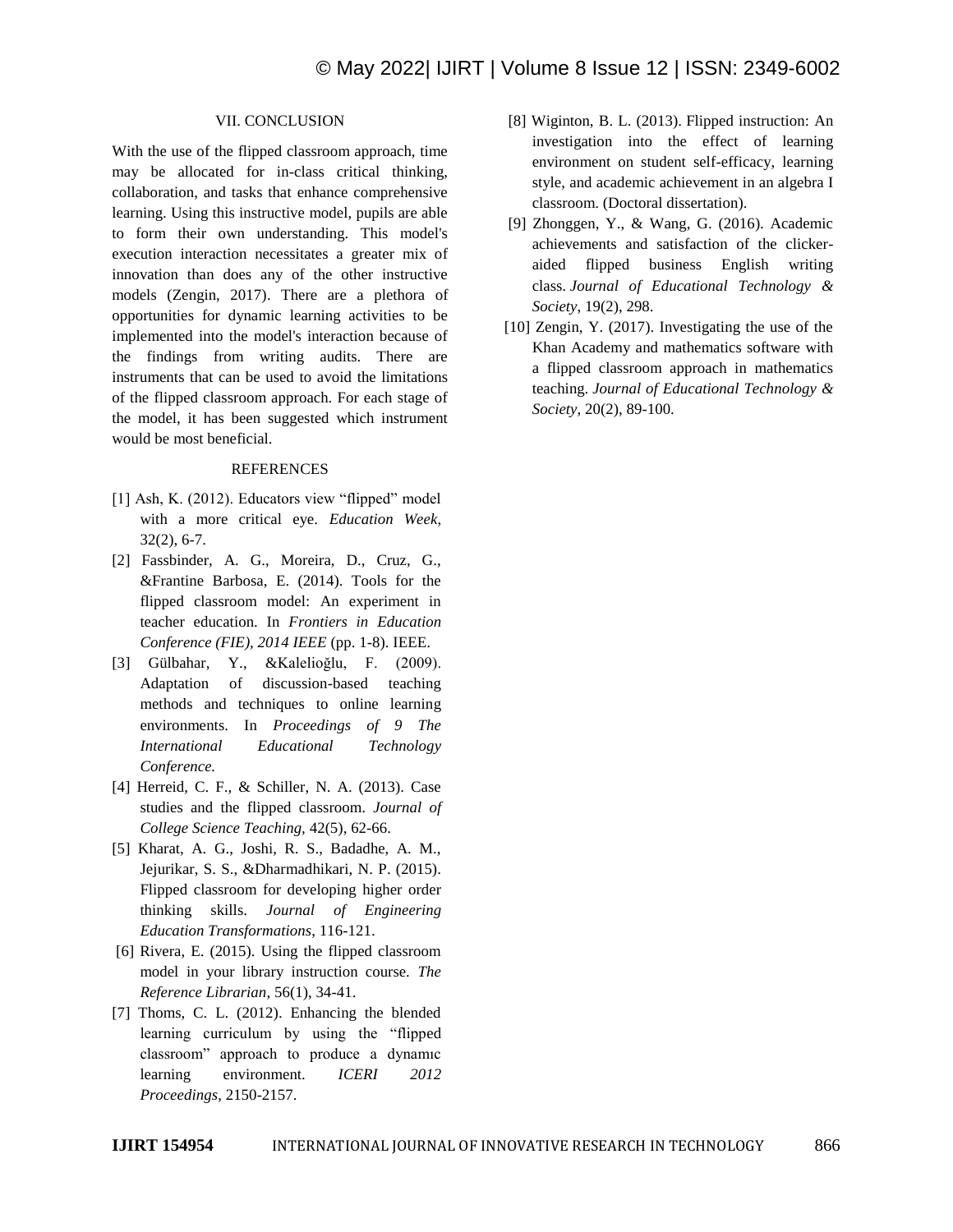## VII. CONCLUSION

With the use of the flipped classroom approach, time may be allocated for in-class critical thinking, collaboration, and tasks that enhance comprehensive learning. Using this instructive model, pupils are able to form their own understanding. This model's execution interaction necessitates a greater mix of innovation than does any of the other instructive models (Zengin, 2017). There are a plethora of opportunities for dynamic learning activities to be implemented into the model's interaction because of the findings from writing audits. There are instruments that can be used to avoid the limitations of the flipped classroom approach. For each stage of the model, it has been suggested which instrument would be most beneficial.

## REFERENCES

[1] Ash, K. (2012). Educators view "flipped" model with a more critical eye. *Education Week*, 32(2), 6-7.

[2] Fassbinder, A. G., Moreira, D., Cruz, G., &Frantine Barbosa, E. (2014). Tools for the flipped classroom model: An experiment in teacher education. In *Frontiers in Education Conference (FIE), 2014 IEEE* (pp. 1-8). IEEE.

[3] Gülbahar, Y., &Kalelioğlu, F. (2009). Adaptation of discussion-based teaching methods and techniques to online learning environments. In *Proceedings of 9 The International Educational Technology Conference.*

[4] Herreid, C. F., & Schiller, N. A. (2013). Case studies and the flipped classroom. *Journal of College Science Teaching*, 42(5), 62-66.

[5] Kharat, A. G., Joshi, R. S., Badadhe, A. M., Jejurikar, S. S., &Dharmadhikari, N. P. (2015). Flipped classroom for developing higher order thinking skills. *Journal of Engineering Education Transformations*, 116-121.

[6] Rivera, E. (2015). Using the flipped classroom model in your library instruction course. *The Reference Librarian*, 56(1), 34-41.

[7] Thoms, C. L. (2012). Enhancing the blended learning curriculum by using the "flipped classroom" approach to produce a dynamıc learning environment. *ICERI 2012 Proceedings*, 2150-2157.

[8] Wiginton, B. L. (2013). Flipped instruction: An investigation into the effect of learning environment on student self-efficacy, learning style, and academic achievement in an algebra I classroom. (Doctoral dissertation).

[9] Zhonggen, Y., & Wang, G. (2016). Academic achievements and satisfaction of the clicker-aided flipped business English writing class. *Journal of Educational Technology & Society*, 19(2), 298.

[10] Zengin, Y. (2017). Investigating the use of the Khan Academy and mathematics software with a flipped classroom approach in mathematics teaching. *Journal of Educational Technology & Society*, 20(2), 89-100.